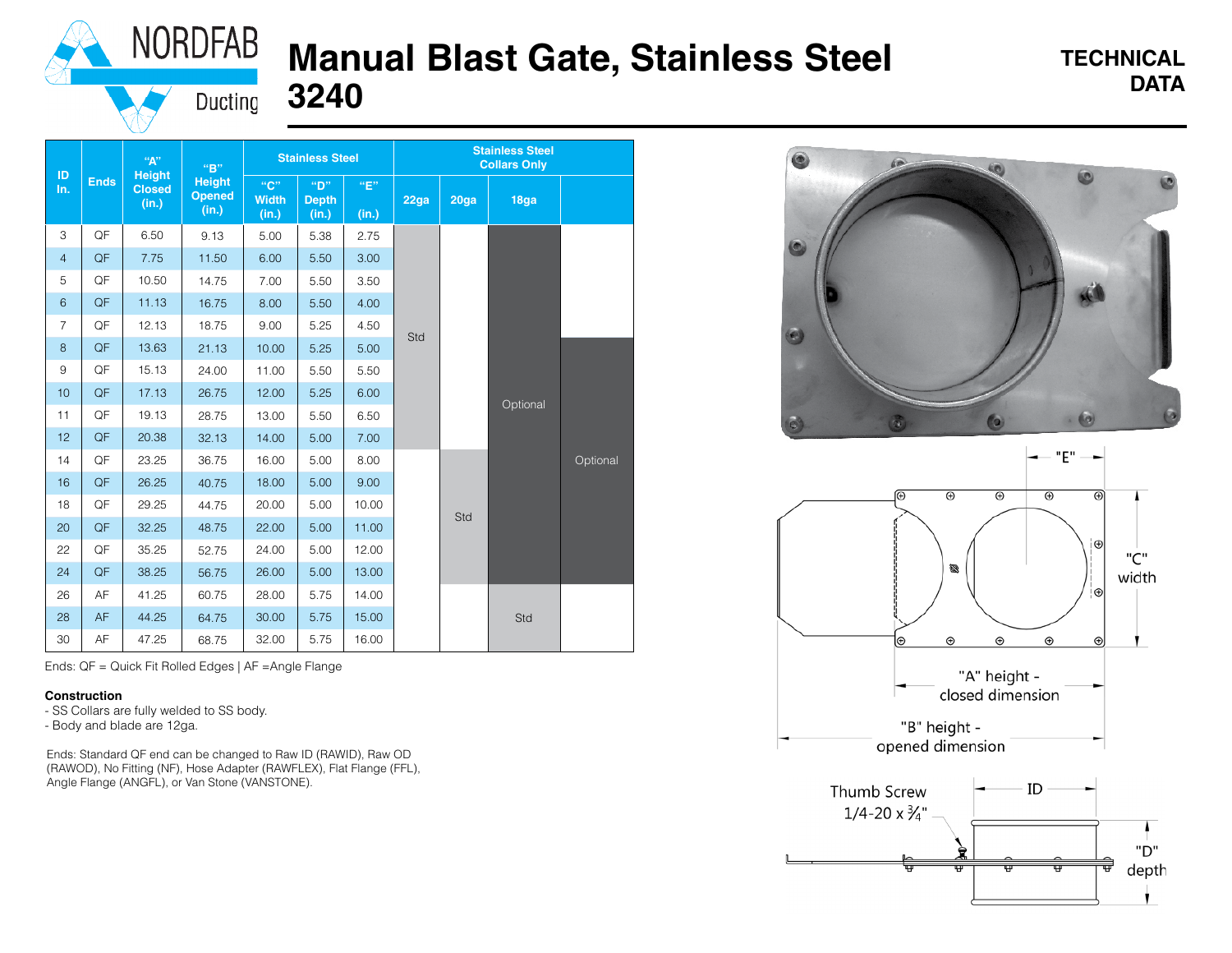# Manual Blast Gate, Stainless Steel 3240

**TECHNICAL DATA**

| ID In. | Ends | "A" Height Closed (in.) | "B" Height Opened (in.) | Stainless Steel | | | Stainless Steel Collars Only | | |
|---|---|---|---|---|---|---|---|---|---|
| | | | | "C" Width (in.) | "D" Depth (in.) | "E" (in.) | 22ga | 20ga | 18ga |
| 3 | QF | 6.50 | 9.13 | 5.00 | 5.38 | 2.75 | Std | | Optional |
| 4 | QF | 7.75 | 11.50 | 6.00 | 5.50 | 3.00 | Std | | Optional |
| 5 | QF | 10.50 | 14.75 | 7.00 | 5.50 | 3.50 | Std | | Optional |
| 6 | QF | 11.13 | 16.75 | 8.00 | 5.50 | 4.00 | Std | | Optional |
| 7 | QF | 12.13 | 18.75 | 9.00 | 5.25 | 4.50 | Std | | Optional |
| 8 | QF | 13.63 | 21.13 | 10.00 | 5.25 | 5.00 | Std | | Optional |
| 9 | QF | 15.13 | 24.00 | 11.00 | 5.50 | 5.50 | Std | | Optional |
| 10 | QF | 17.13 | 26.75 | 12.00 | 5.25 | 6.00 | Std | | Optional |
| 11 | QF | 19.13 | 28.75 | 13.00 | 5.50 | 6.50 | Std | | Optional |
| 12 | QF | 20.38 | 32.13 | 14.00 | 5.00 | 7.00 | Std | | Optional |
| 14 | QF | 23.25 | 36.75 | 16.00 | 5.00 | 8.00 | | Std | Optional |
| 16 | QF | 26.25 | 40.75 | 18.00 | 5.00 | 9.00 | | Std | Optional |
| 18 | QF | 29.25 | 44.75 | 20.00 | 5.00 | 10.00 | | Std | Optional |
| 20 | QF | 32.25 | 48.75 | 22.00 | 5.00 | 11.00 | | Std | Optional |
| 22 | QF | 35.25 | 52.75 | 24.00 | 5.00 | 12.00 | | Std | Optional |
| 24 | QF | 38.25 | 56.75 | 26.00 | 5.00 | 13.00 | | Std | Optional |
| 26 | AF | 41.25 | 60.75 | 28.00 | 5.75 | 14.00 | | | Std |
| 28 | AF | 44.25 | 64.75 | 30.00 | 5.75 | 15.00 | | | Std |
| 30 | AF | 47.25 | 68.75 | 32.00 | 5.75 | 16.00 | | | Std |

Note: The table contains an additional unlabeled column to the right of 18ga marked "Optional" for sizes 8 through 24.

Ends: QF = Quick Fit Rolled Edges | AF =Angle Flange

**Construction**

- SS Collars are fully welded to SS body.
- Body and blade are 12ga.

Ends: Standard QF end can be changed to Raw ID (RAWID), Raw OD (RAWOD), No Fitting (NF), Hose Adapter (RAWFLEX), Flat Flange (FFL), Angle Flange (ANGFL), or Van Stone (VANSTONE).

"E"

"C" width

"A" height - closed dimension

"B" height - opened dimension

Thumb Screw 1/4-20 x ¾"

ID

"D" depth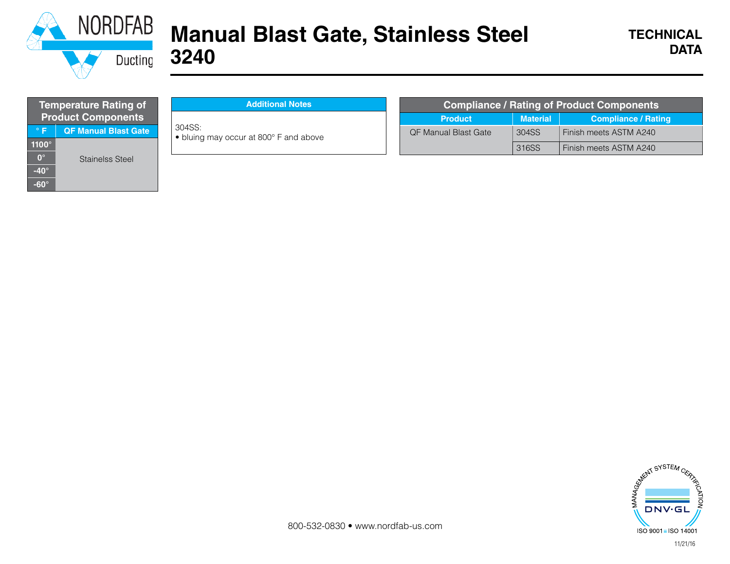# Manual Blast Gate, Stainless Steel 3240

TECHNICAL DATA

| Temperature Rating of Product Components | |
|---|---|
| ° F | QF Manual Blast Gate |
| 1100° | Stainelss Steel |
| 0° | |
| -40° | |
| -60° | |

| Additional Notes |
|---|
| 304SS:<br>• bluing may occur at 800° F and above |

| Compliance / Rating of Product Components | | |
|---|---|---|
| Product | Material | Compliance / Rating |
| QF Manual Blast Gate | 304SS | Finish meets ASTM A240 |
| | 316SS | Finish meets ASTM A240 |

800-532-0830 • www.nordfab-us.com

MANAGEMENT SYSTEM CERTIFICATION DNV·GL ISO 9001 = ISO 14001

11/21/16